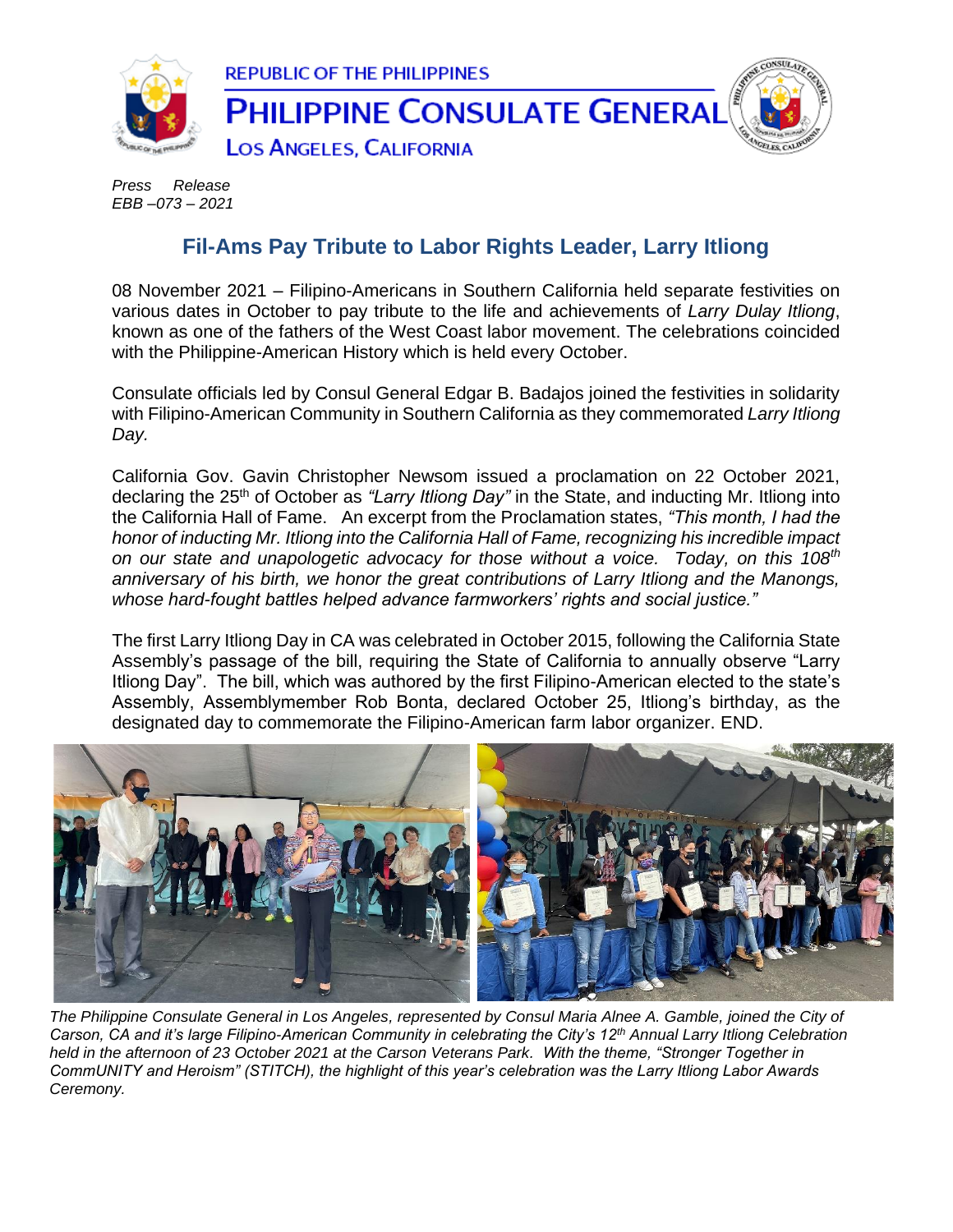REPUBLIC OF THE PHILIPPINES

# PHILIPPINE CONSULATE GENERAL

LOS ANGELES, CALIFORNIA

*Press Release*
*EBB –073 – 2021*

## Fil-Ams Pay Tribute to Labor Rights Leader, Larry Itliong

08 November 2021 – Filipino-Americans in Southern California held separate festivities on various dates in October to pay tribute to the life and achievements of *Larry Dulay Itliong*, known as one of the fathers of the West Coast labor movement. The celebrations coincided with the Philippine-American History which is held every October.

Consulate officials led by Consul General Edgar B. Badajos joined the festivities in solidarity with Filipino-American Community in Southern California as they commemorated *Larry Itliong Day.*

California Gov. Gavin Christopher Newsom issued a proclamation on 22 October 2021, declaring the 25th of October as *"Larry Itliong Day"* in the State, and inducting Mr. Itliong into the California Hall of Fame. An excerpt from the Proclamation states, *"This month, I had the honor of inducting Mr. Itliong into the California Hall of Fame, recognizing his incredible impact on our state and unapologetic advocacy for those without a voice. Today, on this 108th anniversary of his birth, we honor the great contributions of Larry Itliong and the Manongs, whose hard-fought battles helped advance farmworkers' rights and social justice."*

The first Larry Itliong Day in CA was celebrated in October 2015, following the California State Assembly's passage of the bill, requiring the State of California to annually observe "Larry Itliong Day". The bill, which was authored by the first Filipino-American elected to the state's Assembly, Assemblymember Rob Bonta, declared October 25, Itliong's birthday, as the designated day to commemorate the Filipino-American farm labor organizer. END.

*The Philippine Consulate General in Los Angeles, represented by Consul Maria Alnee A. Gamble, joined the City of Carson, CA and it's large Filipino-American Community in celebrating the City's 12th Annual Larry Itliong Celebration held in the afternoon of 23 October 2021 at the Carson Veterans Park. With the theme, "Stronger Together in CommUNITY and Heroism" (STITCH), the highlight of this year's celebration was the Larry Itliong Labor Awards Ceremony.*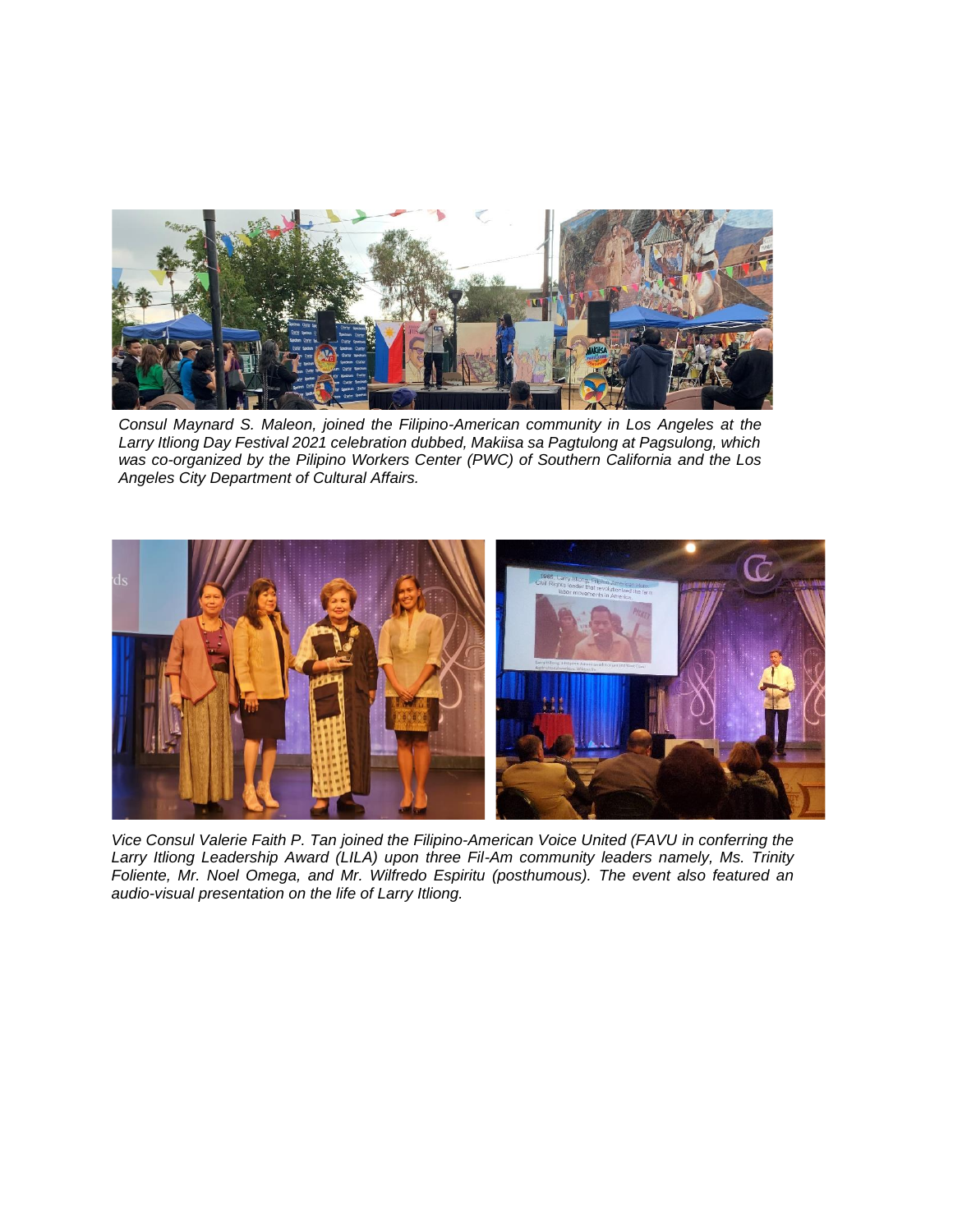*Consul Maynard S. Maleon, joined the Filipino-American community in Los Angeles at the Larry Itliong Day Festival 2021 celebration dubbed, Makiisa sa Pagtulong at Pagsulong, which was co-organized by the Pilipino Workers Center (PWC) of Southern California and the Los Angeles City Department of Cultural Affairs.*

*Vice Consul Valerie Faith P. Tan joined the Filipino-American Voice United (FAVU in conferring the Larry Itliong Leadership Award (LILA) upon three Fil-Am community leaders namely, Ms. Trinity Foliente, Mr. Noel Omega, and Mr. Wilfredo Espiritu (posthumous). The event also featured an audio-visual presentation on the life of Larry Itliong.*